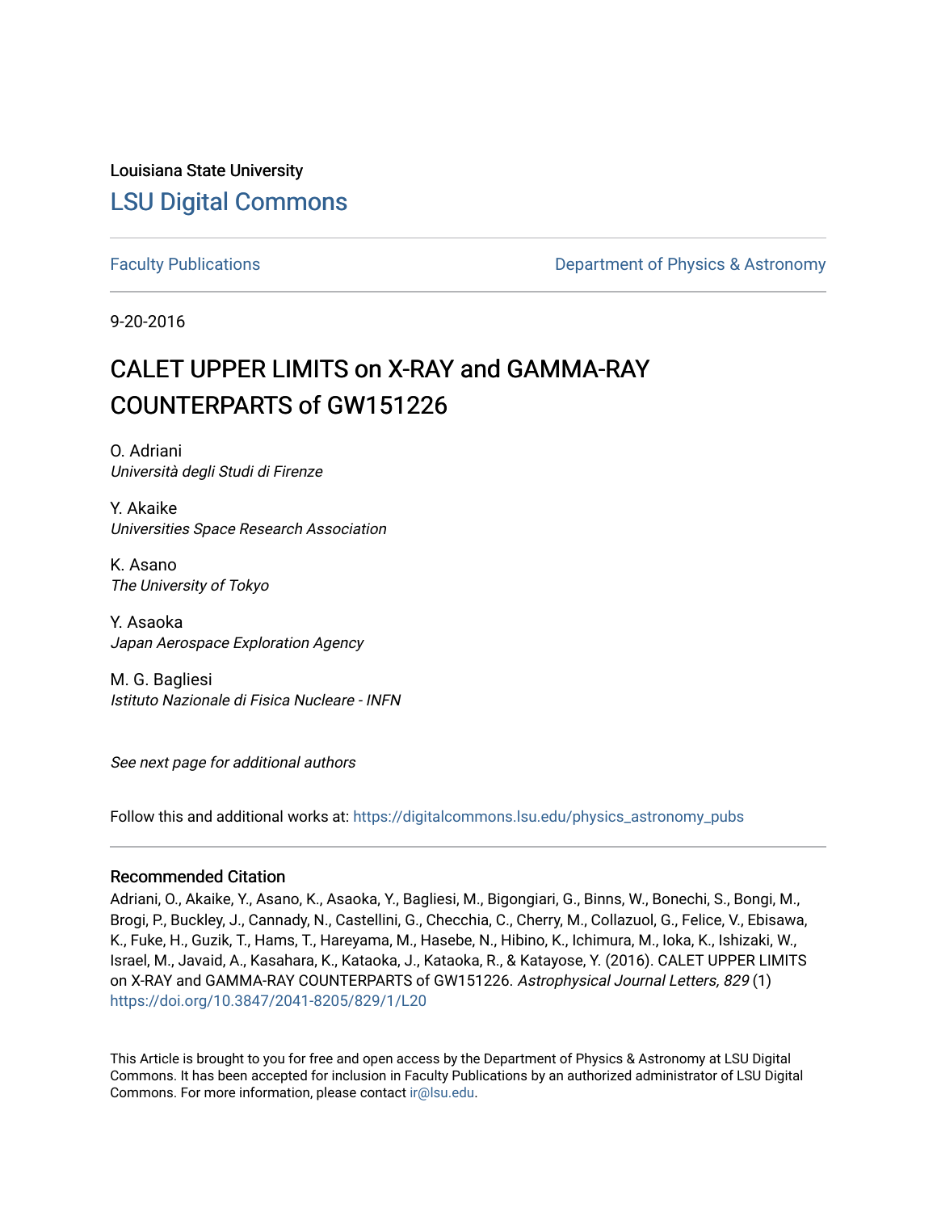Louisiana State University

# LSU Digital Commons

Faculty Publications

Department of Physics & Astronomy

9-20-2016

# CALET UPPER LIMITS on X-RAY and GAMMA-RAY COUNTERPARTS of GW151226

O. Adriani
*Università degli Studi di Firenze*

Y. Akaike
*Universities Space Research Association*

K. Asano
*The University of Tokyo*

Y. Asaoka
*Japan Aerospace Exploration Agency*

M. G. Bagliesi
*Istituto Nazionale di Fisica Nucleare - INFN*

*See next page for additional authors*

Follow this and additional works at: https://digitalcommons.lsu.edu/physics_astronomy_pubs

### Recommended Citation

Adriani, O., Akaike, Y., Asano, K., Asaoka, Y., Bagliesi, M., Bigongiari, G., Binns, W., Bonechi, S., Bongi, M., Brogi, P., Buckley, J., Cannady, N., Castellini, G., Checchia, C., Cherry, M., Collazuol, G., Felice, V., Ebisawa, K., Fuke, H., Guzik, T., Hams, T., Hareyama, M., Hasebe, N., Hibino, K., Ichimura, M., Ioka, K., Ishizaki, W., Israel, M., Javaid, A., Kasahara, K., Kataoka, J., Kataoka, R., & Katayose, Y. (2016). CALET UPPER LIMITS on X-RAY and GAMMA-RAY COUNTERPARTS of GW151226. *Astrophysical Journal Letters, 829* (1) https://doi.org/10.3847/2041-8205/829/1/L20

This Article is brought to you for free and open access by the Department of Physics & Astronomy at LSU Digital Commons. It has been accepted for inclusion in Faculty Publications by an authorized administrator of LSU Digital Commons. For more information, please contact ir@lsu.edu.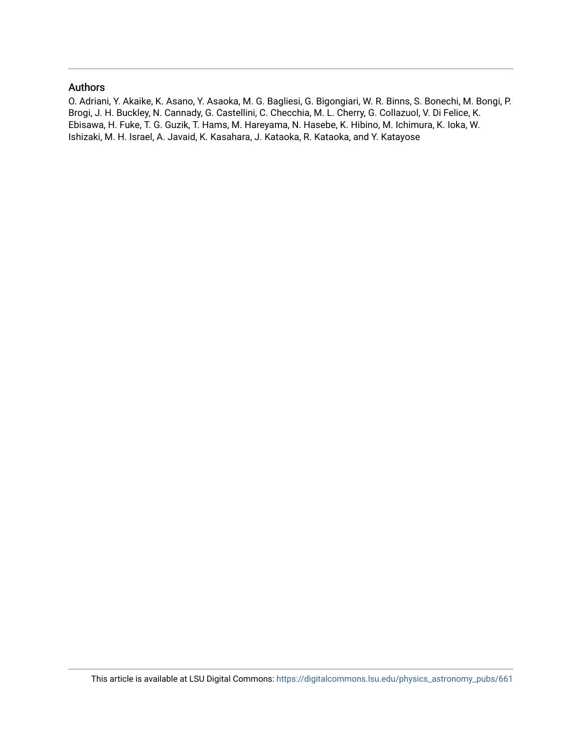## Authors

O. Adriani, Y. Akaike, K. Asano, Y. Asaoka, M. G. Bagliesi, G. Bigongiari, W. R. Binns, S. Bonechi, M. Bongi, P. Brogi, J. H. Buckley, N. Cannady, G. Castellini, C. Checchia, M. L. Cherry, G. Collazuol, V. Di Felice, K. Ebisawa, H. Fuke, T. G. Guzik, T. Hams, M. Hareyama, N. Hasebe, K. Hibino, M. Ichimura, K. Ioka, W. Ishizaki, M. H. Israel, A. Javaid, K. Kasahara, J. Kataoka, R. Kataoka, and Y. Katayose

This article is available at LSU Digital Commons: https://digitalcommons.lsu.edu/physics_astronomy_pubs/661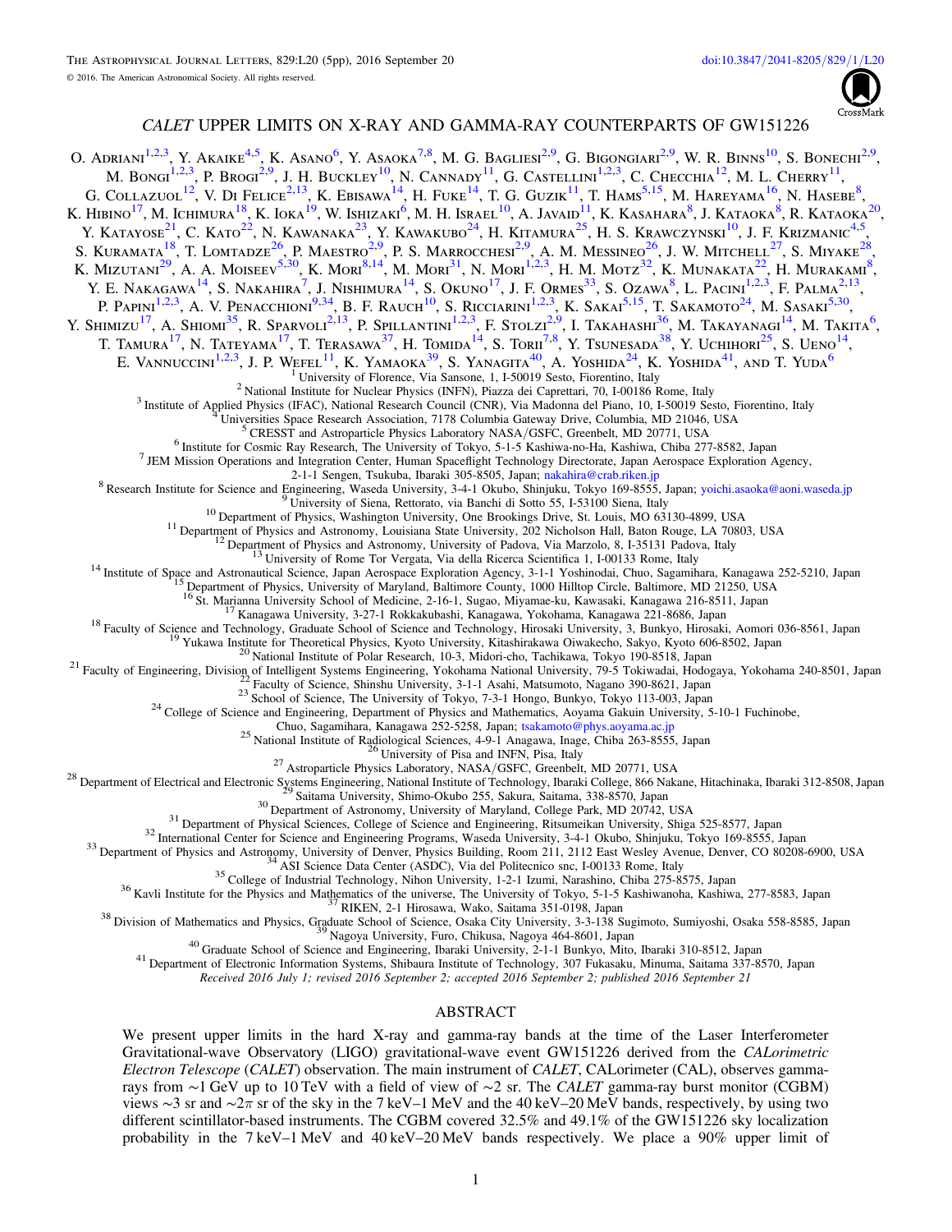# CALET UPPER LIMITS ON X-RAY AND GAMMA-RAY COUNTERPARTS OF GW151226

O. Adriani[1,2,3], Y. Akaike[4,5], K. Asano[6], Y. Asaoka[7,8], M. G. Bagliesi[2,9], G. Bigongiari[2,9], W. R. Binns[10], S. Bonechi[2,9], M. Bongi[1,2,3], P. Brogi[2,9], J. H. Buckley[10], N. Cannady[11], G. Castellini[1,2,3], C. Checchia[12], M. L. Cherry[11], G. Collazuol[12], V. Di Felice[2,13], K. Ebisawa[14], H. Fuke[14], T. G. Guzik[11], T. Hams[5,15], M. Hareyama[16], N. Hasebe[8], K. Hibino[17], M. Ichimura[18], K. Ioka[19], W. Ishizaki[6], M. H. Israel[10], A. Javaid[11], K. Kasahara[8], J. Kataoka[8], R. Kataoka[20], Y. Katayose[21], C. Kato[22], N. Kawanaka[23], Y. Kawakubo[24], H. Kitamura[25], H. S. Krawczynski[10], J. F. Krizmanic[4,5], S. Kuramata[18], T. Lomtadze[26], P. Maestro[2,9], P. S. Marrocchesi[2,9], A. M. Messineo[26], J. W. Mitchell[27], S. Miyake[28], K. Mizutani[29], A. A. Moiseev[5,30], K. Mori[8,14], M. Mori[31], N. Mori[1,2,3], H. M. Motz[32], K. Munakata[22], H. Murakami[8], Y. E. Nakagawa[14], S. Nakahira[7], J. Nishimura[14], S. Okuno[17], J. F. Ormes[33], S. Ozawa[8], L. Pacini[1,2,3], F. Palma[2,13], P. Papini[1,2,3], A. V. Penacchioni[9,34], B. F. Rauch[10], S. Ricciarini[1,2,3], K. Sakai[5,15], T. Sakamoto[24], M. Sasaki[5,30], Y. Shimizu[17], A. Shiomi[35], R. Sparvoli[2,13], P. Spillantini[1,2,3], F. Stolzi[2,9], I. Takahashi[36], M. Takayanagi[14], M. Takita[6], T. Tamura[17], N. Tateyama[17], T. Terasawa[37], H. Tomida[14], S. Torii[7,8], Y. Tsunesada[38], Y. Uchihori[25], S. Ueno[14], E. Vannuccini[1,2,3], J. P. Wefel[11], K. Yamaoka[39], S. Yanagita[40], A. Yoshida[24], K. Yoshida[41], and T. Yuda[6]

[1] University of Florence, Via Sansone, 1, I-50019 Sesto, Fiorentino, Italy
[2] National Institute for Nuclear Physics (INFN), Piazza dei Caprettari, 70, I-00186 Rome, Italy
[3] Institute of Applied Physics (IFAC), National Research Council (CNR), Via Madonna del Piano, 10, I-50019 Sesto, Fiorentino, Italy
[4] Universities Space Research Association, 7178 Columbia Gateway Drive, Columbia, MD 21046, USA
[5] CRESST and Astroparticle Physics Laboratory NASA/GSFC, Greenbelt, MD 20771, USA
[6] Institute for Cosmic Ray Research, The University of Tokyo, 5-1-5 Kashiwa-no-Ha, Kashiwa, Chiba 277-8582, Japan
[7] JEM Mission Operations and Integration Center, Human Spaceflight Technology Directorate, Japan Aerospace Exploration Agency, 2-1-1 Sengen, Tsukuba, Ibaraki 305-8505, Japan; nakahira@crab.riken.jp
[8] Research Institute for Science and Engineering, Waseda University, 3-4-1 Okubo, Shinjuku, Tokyo 169-8555, Japan; yoichi.asaoka@aoni.waseda.jp
[9] University of Siena, Rettorato, via Banchi di Sotto 55, I-53100 Siena, Italy
[10] Department of Physics, Washington University, One Brookings Drive, St. Louis, MO 63130-4899, USA
[11] Department of Physics and Astronomy, Louisiana State University, 202 Nicholson Hall, Baton Rouge, LA 70803, USA
[12] Department of Physics and Astronomy, University of Padova, Via Marzolo, 8, I-35131 Padova, Italy
[13] University of Rome Tor Vergata, Via della Ricerca Scientifica 1, I-00133 Rome, Italy
[14] Institute of Space and Astronautical Science, Japan Aerospace Exploration Agency, 3-1-1 Yoshinodai, Chuo, Sagamihara, Kanagawa 252-5210, Japan
[15] Department of Physics, University of Maryland, Baltimore County, 1000 Hilltop Circle, Baltimore, MD 21250, USA
[16] St. Marianna University School of Medicine, 2-16-1, Sugao, Miyamae-ku, Kawasaki, Kanagawa 216-8511, Japan
[17] Kanagawa University, 3-27-1 Rokkakubashi, Kanagawa, Yokohama, Kanagawa 221-8686, Japan
[18] Faculty of Science and Technology, Graduate School of Science and Technology, Hirosaki University, 3, Bunkyo, Hirosaki, Aomori 036-8561, Japan
[19] Yukawa Institute for Theoretical Physics, Kyoto University, Kitashirakawa Oiwakecho, Sakyo, Kyoto 606-8502, Japan
[20] National Institute of Polar Research, 10-3, Midori-cho, Tachikawa, Tokyo 190-8518, Japan
[21] Faculty of Engineering, Division of Intelligent Systems Engineering, Yokohama National University, 79-5 Tokiwadai, Hodogaya, Yokohama 240-8501, Japan
[22] Faculty of Science, Shinshu University, 3-1-1 Asahi, Matsumoto, Nagano 390-8621, Japan
[23] School of Science, The University of Tokyo, 7-3-1 Hongo, Bunkyo, Tokyo 113-003, Japan
[24] College of Science and Engineering, Department of Physics and Mathematics, Aoyama Gakuin University, 5-10-1 Fuchinobe, Chuo, Sagamihara, Kanagawa 252-5258, Japan; tsakamoto@phys.aoyama.ac.jp
[25] National Institute of Radiological Sciences, 4-9-1 Anagawa, Inage, Chiba 263-8555, Japan
[26] University of Pisa and INFN, Pisa, Italy
[27] Astroparticle Physics Laboratory, NASA/GSFC, Greenbelt, MD 20771, USA
[28] Department of Electrical and Electronic Systems Engineering, National Institute of Technology, Ibaraki College, 866 Nakane, Hitachinaka, Ibaraki 312-8508, Japan
[29] Saitama University, Shimo-Okubo 255, Sakura, Saitama, 338-8570, Japan
[30] Department of Astronomy, University of Maryland, College Park, MD 20742, USA
[31] Department of Physical Sciences, College of Science and Engineering, Ritsumeikan University, Shiga 525-8577, Japan
[32] International Center for Science and Engineering Programs, Waseda University, 3-4-1 Okubo, Shinjuku, Tokyo 169-8555, Japan
[33] Department of Physics and Astronomy, University of Denver, Physics Building, Room 211, 2112 East Wesley Avenue, Denver, CO 80208-6900, USA
[34] ASI Science Data Center (ASDC), Via del Politecnico snc, I-00133 Rome, Italy
[35] College of Industrial Technology, Nihon University, 1-2-1 Izumi, Narashino, Chiba 275-8575, Japan
[36] Kavli Institute for the Physics and Mathematics of the universe, The University of Tokyo, 5-1-5 Kashiwanoha, Kashiwa, 277-8583, Japan
[37] RIKEN, 2-1 Hirosawa, Wako, Saitama 351-0198, Japan
[38] Division of Mathematics and Physics, Graduate School of Science, Osaka City University, 3-3-138 Sugimoto, Sumiyoshi, Osaka 558-8585, Japan
[39] Nagoya University, Furo, Chikusa, Nagoya 464-8601, Japan
[40] Graduate School of Science and Engineering, Ibaraki University, 2-1-1 Bunkyo, Mito, Ibaraki 310-8512, Japan
[41] Department of Electronic Information Systems, Shibaura Institute of Technology, 307 Fukasaku, Minuma, Saitama 337-8570, Japan

*Received 2016 July 1; revised 2016 September 2; accepted 2016 September 2; published 2016 September 21*

## ABSTRACT

We present upper limits in the hard X-ray and gamma-ray bands at the time of the Laser Interferometer Gravitational-wave Observatory (LIGO) gravitational-wave event GW151226 derived from the *CALorimetric Electron Telescope* (*CALET*) observation. The main instrument of *CALET*, CALorimeter (CAL), observes gamma-rays from ∼1 GeV up to 10 TeV with a field of view of ∼2 sr. The *CALET* gamma-ray burst monitor (CGBM) views ∼3 sr and ∼2π sr of the sky in the 7 keV–1 MeV and the 40 keV–20 MeV bands, respectively, by using two different scintillator-based instruments. The CGBM covered 32.5% and 49.1% of the GW151226 sky localization probability in the 7 keV–1 MeV and 40 keV–20 MeV bands respectively. We place a 90% upper limit of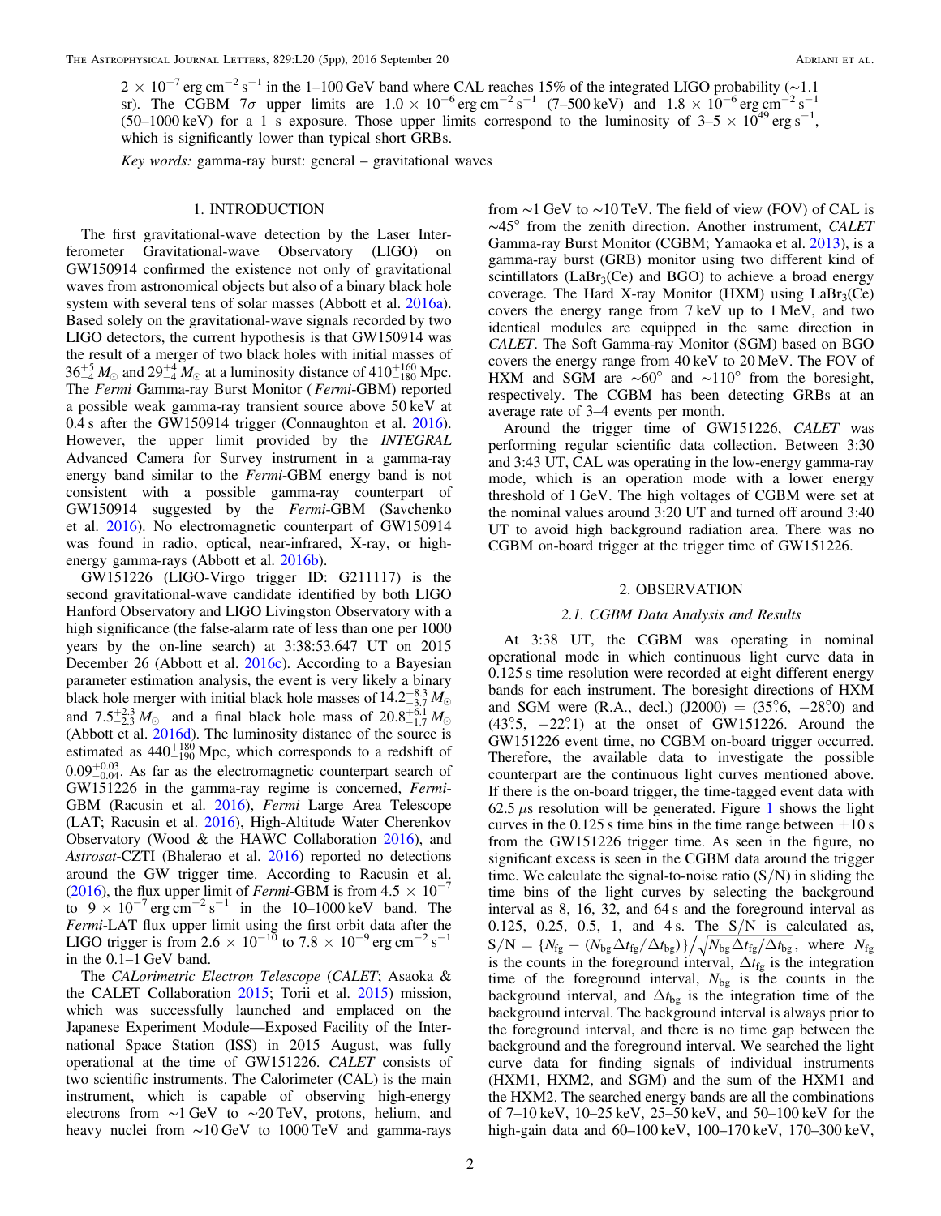$2 \times 10^{-7}$ erg cm$^{-2}$ s$^{-1}$ in the 1–100 GeV band where CAL reaches 15% of the integrated LIGO probability (~1.1 sr). The CGBM $7\sigma$ upper limits are $1.0 \times 10^{-6}$ erg cm$^{-2}$ s$^{-1}$ (7–500 keV) and $1.8 \times 10^{-6}$ erg cm$^{-2}$ s$^{-1}$ (50–1000 keV) for a 1 s exposure. Those upper limits correspond to the luminosity of 3–5 $\times 10^{49}$ erg s$^{-1}$, which is significantly lower than typical short GRBs.

*Key words:* gamma-ray burst: general – gravitational waves

## 1. INTRODUCTION

The first gravitational-wave detection by the Laser Interferometer Gravitational-wave Observatory (LIGO) on GW150914 confirmed the existence not only of gravitational waves from astronomical objects but also of a binary black hole system with several tens of solar masses (Abbott et al. 2016a). Based solely on the gravitational-wave signals recorded by two LIGO detectors, the current hypothesis is that GW150914 was the result of a merger of two black holes with initial masses of $36^{+5}_{-4}\,M_{\odot}$ and $29^{+4}_{-4}\,M_{\odot}$ at a luminosity distance of $410^{+160}_{-180}$ Mpc. The *Fermi* Gamma-ray Burst Monitor (*Fermi*-GBM) reported a possible weak gamma-ray transient source above 50 keV at 0.4 s after the GW150914 trigger (Connaughton et al. 2016). However, the upper limit provided by the *INTEGRAL* Advanced Camera for Survey instrument in a gamma-ray energy band similar to the *Fermi*-GBM energy band is not consistent with a possible gamma-ray counterpart of GW150914 suggested by the *Fermi*-GBM (Savchenko et al. 2016). No electromagnetic counterpart of GW150914 was found in radio, optical, near-infrared, X-ray, or high-energy gamma-rays (Abbott et al. 2016b).

GW151226 (LIGO-Virgo trigger ID: G211117) is the second gravitational-wave candidate identified by both LIGO Hanford Observatory and LIGO Livingston Observatory with a high significance (the false-alarm rate of less than one per 1000 years by the on-line search) at 3:38:53.647 UT on 2015 December 26 (Abbott et al. 2016c). According to a Bayesian parameter estimation analysis, the event is very likely a binary black hole merger with initial black hole masses of $14.2^{+8.3}_{-3.7}\,M_{\odot}$ and $7.5^{+2.3}_{-2.3}\,M_{\odot}$ and a final black hole mass of $20.8^{+6.1}_{-1.7}\,M_{\odot}$ (Abbott et al. 2016d). The luminosity distance of the source is estimated as $440^{+180}_{-190}$ Mpc, which corresponds to a redshift of $0.09^{+0.03}_{-0.04}$. As far as the electromagnetic counterpart search of GW151226 in the gamma-ray regime is concerned, *Fermi*-GBM (Racusin et al. 2016), *Fermi* Large Area Telescope (LAT; Racusin et al. 2016), High-Altitude Water Cherenkov Observatory (Wood & the HAWC Collaboration 2016), and *Astrosat*-CZTI (Bhalerao et al. 2016) reported no detections around the GW trigger time. According to Racusin et al. (2016), the flux upper limit of *Fermi*-GBM is from $4.5 \times 10^{-7}$ to $9 \times 10^{-7}$ erg cm$^{-2}$ s$^{-1}$ in the 10–1000 keV band. The *Fermi*-LAT flux upper limit using the first orbit data after the LIGO trigger is from $2.6 \times 10^{-10}$ to $7.8 \times 10^{-9}$ erg cm$^{-2}$ s$^{-1}$ in the 0.1–1 GeV band.

The *CALorimetric Electron Telescope* (*CALET*; Asaoka & the CALET Collaboration 2015; Torii et al. 2015) mission, which was successfully launched and emplaced on the Japanese Experiment Module—Exposed Facility of the International Space Station (ISS) in 2015 August, was fully operational at the time of GW151226. *CALET* consists of two scientific instruments. The Calorimeter (CAL) is the main instrument, which is capable of observing high-energy electrons from ~1 GeV to ~20 TeV, protons, helium, and heavy nuclei from ~10 GeV to 1000 TeV and gamma-rays from ~1 GeV to ~10 TeV. The field of view (FOV) of CAL is ~45° from the zenith direction. Another instrument, *CALET* Gamma-ray Burst Monitor (CGBM; Yamaoka et al. 2013), is a gamma-ray burst (GRB) monitor using two different kind of scintillators ($LaBr_3$(Ce) and BGO) to achieve a broad energy coverage. The Hard X-ray Monitor (HXM) using $LaBr_3$(Ce) covers the energy range from 7 keV up to 1 MeV, and two identical modules are equipped in the same direction in *CALET*. The Soft Gamma-ray Monitor (SGM) based on BGO covers the energy range from 40 keV to 20 MeV. The FOV of HXM and SGM are ~60° and ~110° from the boresight, respectively. The CGBM has been detecting GRBs at an average rate of 3–4 events per month.

Around the trigger time of GW151226, *CALET* was performing regular scientific data collection. Between 3:30 and 3:43 UT, CAL was operating in the low-energy gamma-ray mode, which is an operation mode with a lower energy threshold of 1 GeV. The high voltages of CGBM were set at the nominal values around 3:20 UT and turned off around 3:40 UT to avoid high background radiation area. There was no CGBM on-board trigger at the trigger time of GW151226.

## 2. OBSERVATION

### 2.1. CGBM Data Analysis and Results

At 3:38 UT, the CGBM was operating in nominal operational mode in which continuous light curve data in 0.125 s time resolution were recorded at eight different energy bands for each instrument. The boresight directions of HXM and SGM were (R.A., decl.) (J2000) = (35°.6, −28°.0) and (43°.5, −22°.1) at the onset of GW151226. Around the GW151226 event time, no CGBM on-board trigger occurred. Therefore, the available data to investigate the possible counterpart are the continuous light curves mentioned above. If there is the on-board trigger, the time-tagged event data with 62.5 $\mu$s resolution will be generated. Figure 1 shows the light curves in the 0.125 s time bins in the time range between ±10 s from the GW151226 trigger time. As seen in the figure, no significant excess is seen in the CGBM data around the trigger time. We calculate the signal-to-noise ratio (S/N) in sliding the time bins of the light curves by selecting the background interval as 8, 16, 32, and 64 s and the foreground interval as 0.125, 0.25, 0.5, 1, and 4 s. The S/N is calculated as, $\mathrm{S/N} = \{N_{\mathrm{fg}} - (N_{\mathrm{bg}}\Delta t_{\mathrm{fg}}/\Delta t_{\mathrm{bg}})\}\big/\sqrt{N_{\mathrm{bg}}\Delta t_{\mathrm{fg}}/\Delta t_{\mathrm{bg}}}$, where $N_{\mathrm{fg}}$ is the counts in the foreground interval, $\Delta t_{\mathrm{fg}}$ is the integration time of the foreground interval, $N_{\mathrm{bg}}$ is the counts in the background interval, and $\Delta t_{\mathrm{bg}}$ is the integration time of the background interval. The background interval is always prior to the foreground interval, and there is no time gap between the background and the foreground interval. We searched the light curve data for finding signals of individual instruments (HXM1, HXM2, and SGM) and the sum of the HXM1 and the HXM2. The searched energy bands are all the combinations of 7–10 keV, 10–25 keV, 25–50 keV, and 50–100 keV for the high-gain data and 60–100 keV, 100–170 keV, 170–300 keV,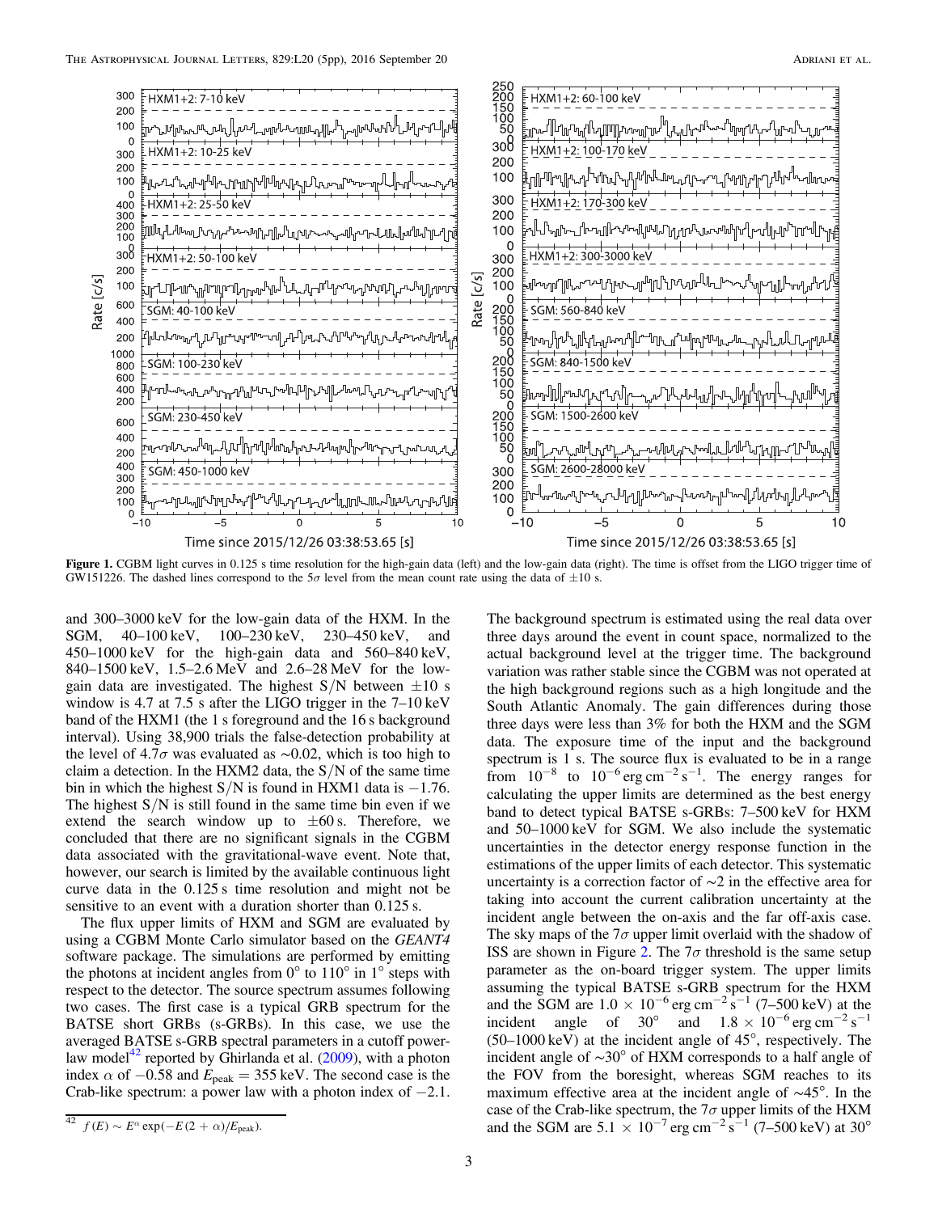**Figure 1.** CGBM light curves in 0.125 s time resolution for the high-gain data (left) and the low-gain data (right). The time is offset from the LIGO trigger time of GW151226. The dashed lines correspond to the 5$\sigma$ level from the mean count rate using the data of ±10 s.

and 300–3000 keV for the low-gain data of the HXM. In the SGM, 40–100 keV, 100–230 keV, 230–450 keV, and 450–1000 keV for the high-gain data and 560–840 keV, 840–1500 keV, 1.5–2.6 MeV and 2.6–28 MeV for the low-gain data are investigated. The highest S/N between ±10 s window is 4.7 at 7.5 s after the LIGO trigger in the 7–10 keV band of the HXM1 (the 1 s foreground and the 16 s background interval). Using 38,900 trials the false-detection probability at the level of 4.7$\sigma$ was evaluated as ~0.02, which is too high to claim a detection. In the HXM2 data, the S/N of the same time bin in which the highest S/N is found in HXM1 data is −1.76. The highest S/N is still found in the same time bin even if we extend the search window up to ±60 s. Therefore, we concluded that there are no significant signals in the CGBM data associated with the gravitational-wave event. Note that, however, our search is limited by the available continuous light curve data in the 0.125 s time resolution and might not be sensitive to an event with a duration shorter than 0.125 s.

The flux upper limits of HXM and SGM are evaluated by using a CGBM Monte Carlo simulator based on the *GEANT4* software package. The simulations are performed by emitting the photons at incident angles from 0° to 110° in 1° steps with respect to the detector. The source spectrum assumes following two cases. The first case is a typical GRB spectrum for the BATSE short GRBs (s-GRBs). In this case, we use the averaged BATSE s-GRB spectral parameters in a cutoff power-law model[42] reported by Ghirlanda et al. (2009), with a photon index $\alpha$ of −0.58 and $E_{\text{peak}} = 355$ keV. The second case is the Crab-like spectrum: a power law with a photon index of −2.1.

The background spectrum is estimated using the real data over three days around the event in count space, normalized to the actual background level at the trigger time. The background variation was rather stable since the CGBM was not operated at the high background regions such as a high longitude and the South Atlantic Anomaly. The gain differences during those three days were less than 3% for both the HXM and the SGM data. The exposure time of the input and the background spectrum is 1 s. The source flux is evaluated to be in a range from $10^{-8}$ to $10^{-6}$ erg cm$^{-2}$ s$^{-1}$. The energy ranges for calculating the upper limits are determined as the best energy band to detect typical BATSE s-GRBs: 7–500 keV for HXM and 50–1000 keV for SGM. We also include the systematic uncertainties in the detector energy response function in the estimations of the upper limits of each detector. This systematic uncertainty is a correction factor of ~2 in the effective area for taking into account the current calibration uncertainty at the incident angle between the on-axis and the far off-axis case. The sky maps of the 7$\sigma$ upper limit overlaid with the shadow of ISS are shown in Figure 2. The 7$\sigma$ threshold is the same setup parameter as the on-board trigger system. The upper limits assuming the typical BATSE s-GRB spectrum for the HXM and the SGM are $1.0 \times 10^{-6}$ erg cm$^{-2}$ s$^{-1}$ (7–500 keV) at the incident angle of 30° and $1.8 \times 10^{-6}$ erg cm$^{-2}$ s$^{-1}$ (50–1000 keV) at the incident angle of 45°, respectively. The incident angle of ~30° of HXM corresponds to a half angle of the FOV from the boresight, whereas SGM reaches to its maximum effective area at the incident angle of ~45°. In the case of the Crab-like spectrum, the 7$\sigma$ upper limits of the HXM and the SGM are $5.1 \times 10^{-7}$ erg cm$^{-2}$ s$^{-1}$ (7–500 keV) at 30°

[42] $f(E) \sim E^{\alpha} \exp(-E(2+\alpha)/E_{\text{peak}})$.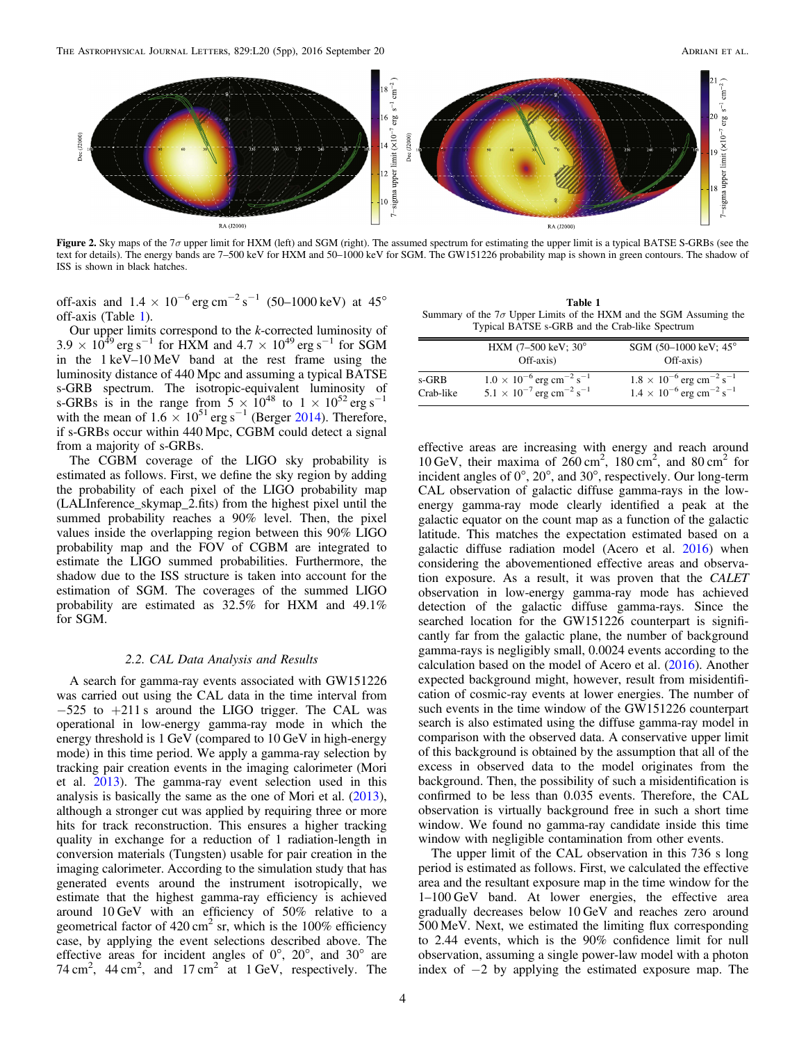**Figure 2.** Sky maps of the 7$\sigma$ upper limit for HXM (left) and SGM (right). The assumed spectrum for estimating the upper limit is a typical BATSE S-GRBs (see the text for details). The energy bands are 7–500 keV for HXM and 50–1000 keV for SGM. The GW151226 probability map is shown in green contours. The shadow of ISS is shown in black hatches.

off-axis and $1.4 \times 10^{-6}$ erg cm$^{-2}$ s$^{-1}$ (50–1000 keV) at 45° off-axis (Table 1).

Our upper limits correspond to the $k$-corrected luminosity of $3.9 \times 10^{49}$ erg s$^{-1}$ for HXM and $4.7 \times 10^{49}$ erg s$^{-1}$ for SGM in the 1 keV–10 MeV band at the rest frame using the luminosity distance of 440 Mpc and assuming a typical BATSE s-GRB spectrum. The isotropic-equivalent luminosity of s-GRBs is in the range from $5 \times 10^{48}$ to $1 \times 10^{52}$ erg s$^{-1}$ with the mean of $1.6 \times 10^{51}$ erg s$^{-1}$ (Berger 2014). Therefore, if s-GRBs occur within 440 Mpc, CGBM could detect a signal from a majority of s-GRBs.

The CGBM coverage of the LIGO sky probability is estimated as follows. First, we define the sky region by adding the probability of each pixel of the LIGO probability map (LALInference_skymap_2.fits) from the highest pixel until the summed probability reaches a 90% level. Then, the pixel values inside the overlapping region between this 90% LIGO probability map and the FOV of CGBM are integrated to estimate the LIGO summed probabilities. Furthermore, the shadow due to the ISS structure is taken into account for the estimation of SGM. The coverages of the summed LIGO probability are estimated as 32.5% for HXM and 49.1% for SGM.

### 2.2. CAL Data Analysis and Results

A search for gamma-ray events associated with GW151226 was carried out using the CAL data in the time interval from −525 to +211 s around the LIGO trigger. The CAL was operational in low-energy gamma-ray mode in which the energy threshold is 1 GeV (compared to 10 GeV in high-energy mode) in this time period. We apply a gamma-ray selection by tracking pair creation events in the imaging calorimeter (Mori et al. 2013). The gamma-ray event selection used in this analysis is basically the same as the one of Mori et al. (2013), although a stronger cut was applied by requiring three or more hits for track reconstruction. This ensures a higher tracking quality in exchange for a reduction of 1 radiation-length in conversion materials (Tungsten) usable for pair creation in the imaging calorimeter. According to the simulation study that has generated events around the instrument isotropically, we estimate that the highest gamma-ray efficiency is achieved around 10 GeV with an efficiency of 50% relative to a geometrical factor of 420 cm$^2$ sr, which is the 100% efficiency case, by applying the event selections described above. The effective areas for incident angles of 0°, 20°, and 30° are 74 cm$^2$, 44 cm$^2$, and 17 cm$^2$ at 1 GeV, respectively. The effective areas are increasing with energy and reach around 10 GeV, their maxima of 260 cm$^2$, 180 cm$^2$, and 80 cm$^2$ for incident angles of 0°, 20°, and 30°, respectively. Our long-term CAL observation of galactic diffuse gamma-rays in the low-energy gamma-ray mode clearly identified a peak at the galactic equator on the count map as a function of the galactic latitude. This matches the expectation estimated based on a galactic diffuse radiation model (Acero et al. 2016) when considering the abovementioned effective areas and observation exposure. As a result, it was proven that the *CALET* observation in low-energy gamma-ray mode has achieved detection of the galactic diffuse gamma-rays. Since the searched location for the GW151226 counterpart is significantly far from the galactic plane, the number of background gamma-rays is negligibly small, 0.0024 events according to the calculation based on the model of Acero et al. (2016). Another expected background might, however, result from misidentification of cosmic-ray events at lower energies. The number of such events in the time window of the GW151226 counterpart search is also estimated using the diffuse gamma-ray model in comparison with the observed data. A conservative upper limit of this background is obtained by the assumption that all of the excess in observed data to the model originates from the background. Then, the possibility of such a misidentification is confirmed to be less than 0.035 events. Therefore, the CAL observation is virtually background free in such a short time window. We found no gamma-ray candidate inside this time window with negligible contamination from other events.

The upper limit of the CAL observation in this 736 s long period is estimated as follows. First, we calculated the effective area and the resultant exposure map in the time window for the 1–100 GeV band. At lower energies, the effective area gradually decreases below 10 GeV and reaches zero around 500 MeV. Next, we estimated the limiting flux corresponding to 2.44 events, which is the 90% confidence limit for null observation, assuming a single power-law model with a photon index of −2 by applying the estimated exposure map. The

**Table 1**
Summary of the 7$\sigma$ Upper Limits of the HXM and the SGM Assuming the Typical BATSE s-GRB and the Crab-like Spectrum

| | HXM (7–500 keV; 30° Off-axis) | SGM (50–1000 keV; 45° Off-axis) |
|---|---|---|
| s-GRB | $1.0 \times 10^{-6}$ erg cm$^{-2}$ s$^{-1}$ | $1.8 \times 10^{-6}$ erg cm$^{-2}$ s$^{-1}$ |
| Crab-like | $5.1 \times 10^{-7}$ erg cm$^{-2}$ s$^{-1}$ | $1.4 \times 10^{-6}$ erg cm$^{-2}$ s$^{-1}$ |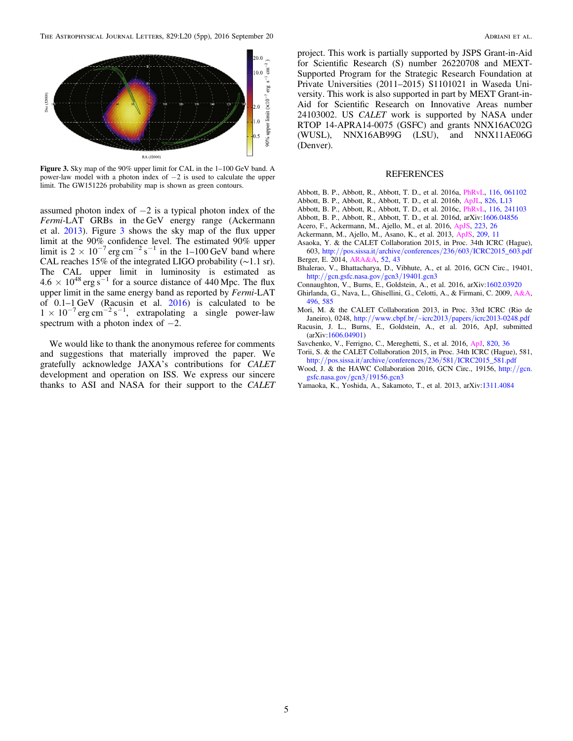20.0
10.0
2.0
1.0
0.5
90% upper limit ($\times 10^{-7}$ erg s$^{-1}$ cm$^{-2}$)
Dec (J2000)
RA (J2000)

**Figure 3.** Sky map of the 90% upper limit for CAL in the 1–100 GeV band. A power-law model with a photon index of −2 is used to calculate the upper limit. The GW151226 probability map is shown as green contours.

assumed photon index of −2 is a typical photon index of the *Fermi*-LAT GRBs in the GeV energy range (Ackermann et al. 2013). Figure 3 shows the sky map of the flux upper limit at the 90% confidence level. The estimated 90% upper limit is $2 \times 10^{-7}$ erg cm$^{-2}$ s$^{-1}$ in the 1–100 GeV band where CAL reaches 15% of the integrated LIGO probability (∼1.1 sr). The CAL upper limit in luminosity is estimated as $4.6 \times 10^{48}$ erg s$^{-1}$ for a source distance of 440 Mpc. The flux upper limit in the same energy band as reported by *Fermi*-LAT of 0.1–1 GeV (Racusin et al. 2016) is calculated to be $1 \times 10^{-7}$ erg cm$^{-2}$ s$^{-1}$, extrapolating a single power-law spectrum with a photon index of −2.

We would like to thank the anonymous referee for comments and suggestions that materially improved the paper. We gratefully acknowledge JAXA's contributions for *CALET* development and operation on ISS. We express our sincere thanks to ASI and NASA for their support to the *CALET* project. This work is partially supported by JSPS Grant-in-Aid for Scientific Research (S) number 26220708 and MEXT-Supported Program for the Strategic Research Foundation at Private Universities (2011–2015) S1101021 in Waseda University. This work is also supported in part by MEXT Grant-in-Aid for Scientific Research on Innovative Areas number 24103002. US *CALET* work is supported by NASA under RTOP 14-APRA14-0075 (GSFC) and grants NNX16AC02G (WUSL), NNX16AB99G (LSU), and NNX11AE06G (Denver).

## REFERENCES

Abbott, B. P., Abbott, R., Abbott, T. D., et al. 2016a, PhRvL, 116, 061102
Abbott, B. P., Abbott, R., Abbott, T. D., et al. 2016b, ApJL, 826, L13
Abbott, B. P., Abbott, R., Abbott, T. D., et al. 2016c, PhRvL, 116, 241103
Abbott, B. P., Abbott, R., Abbott, T. D., et al. 2016d, arXiv:1606.04856
Acero, F., Ackermann, M., Ajello, M., et al. 2016, ApJS, 223, 26
Ackermann, M., Ajello, M., Asano, K., et al. 2013, ApJS, 209, 11
Asaoka, Y. & the CALET Collaboration 2015, in Proc. 34th ICRC (Hague), 603, http://pos.sissa.it/archive/conferences/236/603/ICRC2015_603.pdf
Berger, E. 2014, ARA&A, 52, 43
Bhalerao, V., Bhattacharya, D., Vibhute, A., et al. 2016, GCN Circ., 19401, http://gcn.gsfc.nasa.gov/gcn3/19401.gcn3
Connaughton, V., Burns, E., Goldstein, A., et al. 2016, arXiv:1602.03920
Ghirlanda, G., Nava, L., Ghisellini, G., Celotti, A., & Firmani, C. 2009, A&A, 496, 585
Mori, M. & the CALET Collaboration 2013, in Proc. 33rd ICRC (Rio de Janeiro), 0248, http://www.cbpf.br/~icrc2013/papers/icrc2013-0248.pdf
Racusin, J. L., Burns, E., Goldstein, A., et al. 2016, ApJ, submitted (arXiv:1606.04901)
Savchenko, V., Ferrigno, C., Mereghetti, S., et al. 2016, ApJ, 820, 36
Torii, S. & the CALET Collaboration 2015, in Proc. 34th ICRC (Hague), 581, http://pos.sissa.it/archive/conferences/236/581/ICRC2015_581.pdf
Wood, J. & the HAWC Collaboration 2016, GCN Circ., 19156, http://gcn.gsfc.nasa.gov/gcn3/19156.gcn3
Yamaoka, K., Yoshida, A., Sakamoto, T., et al. 2013, arXiv:1311.4084